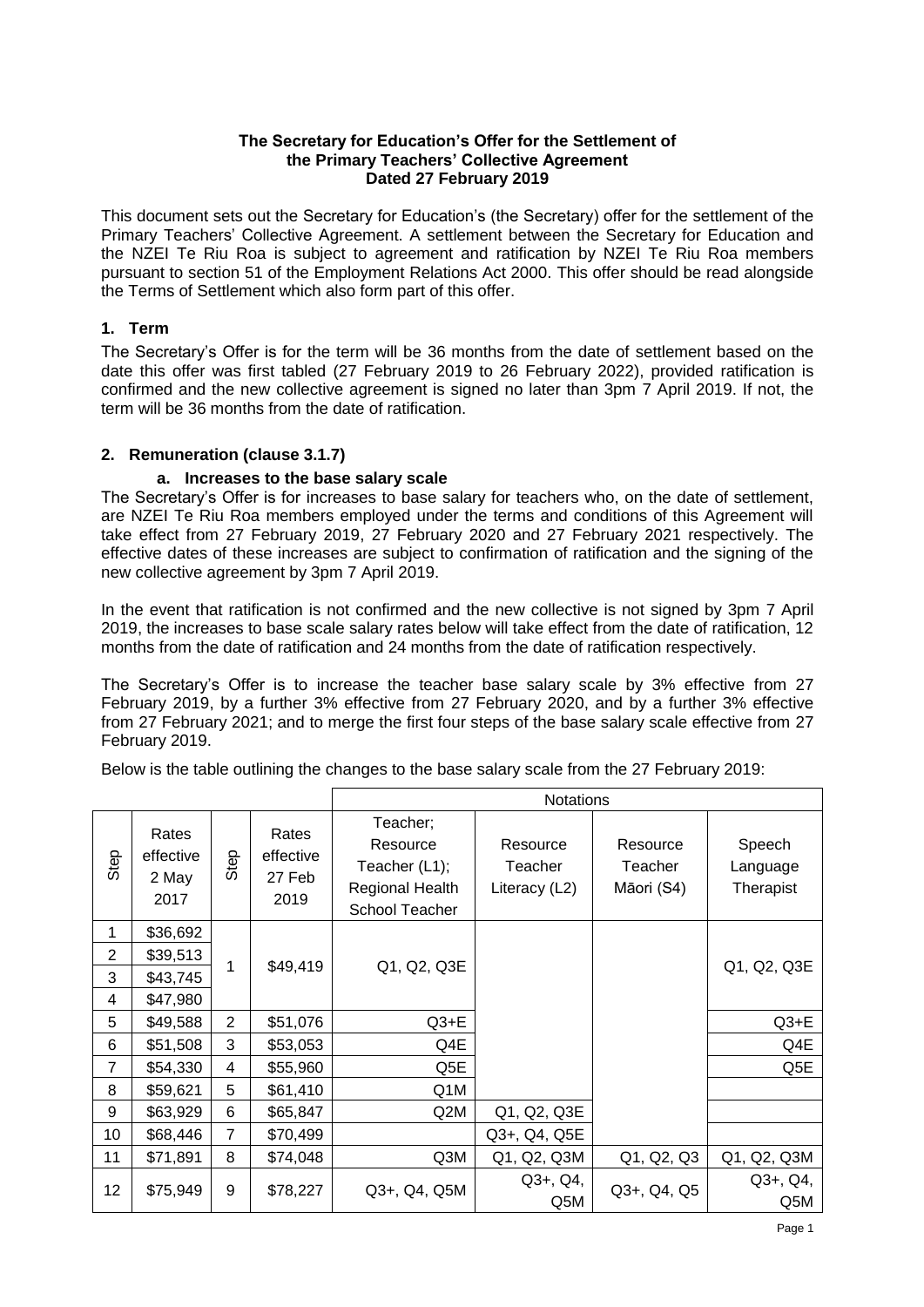**The Secretary for Education's Offer for the Settlement of the Primary Teachers' Collective Agreement Dated 27 February 2019**

This document sets out the Secretary for Education's (the Secretary) offer for the settlement of the Primary Teachers' Collective Agreement. A settlement between the Secretary for Education and the NZEI Te Riu Roa is subject to agreement and ratification by NZEI Te Riu Roa members pursuant to section 51 of the Employment Relations Act 2000. This offer should be read alongside the Terms of Settlement which also form part of this offer.

## 1. Term

The Secretary's Offer is for the term will be 36 months from the date of settlement based on the date this offer was first tabled (27 February 2019 to 26 February 2022), provided ratification is confirmed and the new collective agreement is signed no later than 3pm 7 April 2019. If not, the term will be 36 months from the date of ratification.

## 2. Remuneration (clause 3.1.7)

### a. Increases to the base salary scale

The Secretary's Offer is for increases to base salary for teachers who, on the date of settlement, are NZEI Te Riu Roa members employed under the terms and conditions of this Agreement will take effect from 27 February 2019, 27 February 2020 and 27 February 2021 respectively. The effective dates of these increases are subject to confirmation of ratification and the signing of the new collective agreement by 3pm 7 April 2019.

In the event that ratification is not confirmed and the new collective is not signed by 3pm 7 April 2019, the increases to base scale salary rates below will take effect from the date of ratification, 12 months from the date of ratification and 24 months from the date of ratification respectively.

The Secretary's Offer is to increase the teacher base salary scale by 3% effective from 27 February 2019, by a further 3% effective from 27 February 2020, and by a further 3% effective from 27 February 2021; and to merge the first four steps of the base salary scale effective from 27 February 2019.

Below is the table outlining the changes to the base salary scale from the 27 February 2019:

| | | | | Notations | | | |
|---|---|---|---|---|---|---|---|
| Step | Rates effective 2 May 2017 | Step | Rates effective 27 Feb 2019 | Teacher; Resource Teacher (L1); Regional Health School Teacher | Resource Teacher Literacy (L2) | Resource Teacher Māori (S4) | Speech Language Therapist |
| 1 | $36,692 | 1 | $49,419 | Q1, Q2, Q3E | | | Q1, Q2, Q3E |
| 2 | $39,513 | | | | | | |
| 3 | $43,745 | | | | | | |
| 4 | $47,980 | | | | | | |
| 5 | $49,588 | 2 | $51,076 | Q3+E | | | Q3+E |
| 6 | $51,508 | 3 | $53,053 | Q4E | | | Q4E |
| 7 | $54,330 | 4 | $55,960 | Q5E | | | Q5E |
| 8 | $59,621 | 5 | $61,410 | Q1M | | | |
| 9 | $63,929 | 6 | $65,847 | Q2M | Q1, Q2, Q3E | | |
| 10 | $68,446 | 7 | $70,499 | | Q3+, Q4, Q5E | | |
| 11 | $71,891 | 8 | $74,048 | Q3M | Q1, Q2, Q3M | Q1, Q2, Q3 | Q1, Q2, Q3M |
| 12 | $75,949 | 9 | $78,227 | Q3+, Q4, Q5M | Q3+, Q4, Q5M | Q3+, Q4, Q5 | Q3+, Q4, Q5M |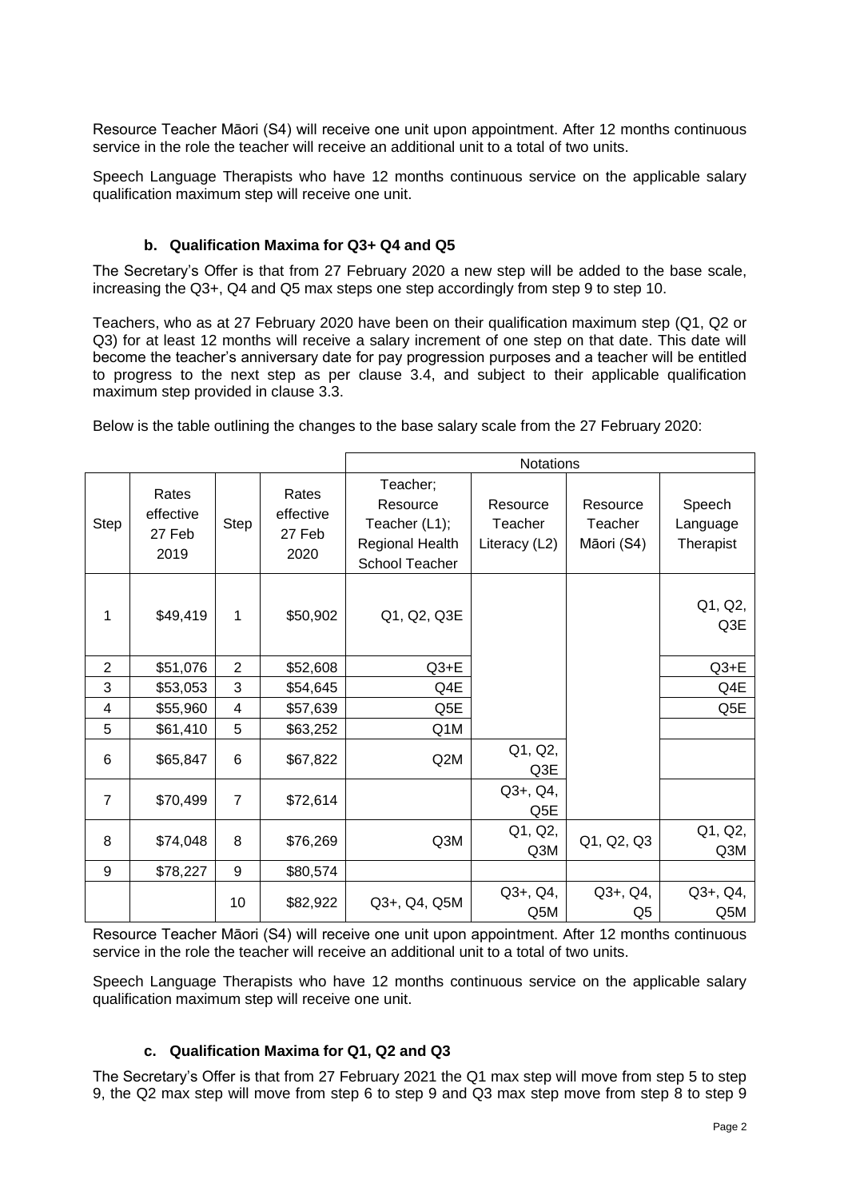Resource Teacher Māori (S4) will receive one unit upon appointment. After 12 months continuous service in the role the teacher will receive an additional unit to a total of two units.

Speech Language Therapists who have 12 months continuous service on the applicable salary qualification maximum step will receive one unit.

### b. Qualification Maxima for Q3+ Q4 and Q5

The Secretary's Offer is that from 27 February 2020 a new step will be added to the base scale, increasing the Q3+, Q4 and Q5 max steps one step accordingly from step 9 to step 10.

Teachers, who as at 27 February 2020 have been on their qualification maximum step (Q1, Q2 or Q3) for at least 12 months will receive a salary increment of one step on that date. This date will become the teacher's anniversary date for pay progression purposes and a teacher will be entitled to progress to the next step as per clause 3.4, and subject to their applicable qualification maximum step provided in clause 3.3.

Below is the table outlining the changes to the base salary scale from the 27 February 2020:

| | | | | Notations | | | |
|---|---|---|---|---|---|---|---|
| Step | Rates effective 27 Feb 2019 | Step | Rates effective 27 Feb 2020 | Teacher; Resource Teacher (L1); Regional Health School Teacher | Resource Teacher Literacy (L2) | Resource Teacher Māori (S4) | Speech Language Therapist |
| 1 | $49,419 | 1 | $50,902 | Q1, Q2, Q3E | | | Q1, Q2, Q3E |
| 2 | $51,076 | 2 | $52,608 | Q3+E | | | Q3+E |
| 3 | $53,053 | 3 | $54,645 | Q4E | | | Q4E |
| 4 | $55,960 | 4 | $57,639 | Q5E | | | Q5E |
| 5 | $61,410 | 5 | $63,252 | Q1M | | | |
| 6 | $65,847 | 6 | $67,822 | Q2M | Q1, Q2, Q3E | | |
| 7 | $70,499 | 7 | $72,614 | | Q3+, Q4, Q5E | | |
| 8 | $74,048 | 8 | $76,269 | Q3M | Q1, Q2, Q3M | Q1, Q2, Q3 | Q1, Q2, Q3M |
| 9 | $78,227 | 9 | $80,574 | | | | |
| | | 10 | $82,922 | Q3+, Q4, Q5M | Q3+, Q4, Q5M | Q3+, Q4, Q5 | Q3+, Q4, Q5M |

Resource Teacher Māori (S4) will receive one unit upon appointment. After 12 months continuous service in the role the teacher will receive an additional unit to a total of two units.

Speech Language Therapists who have 12 months continuous service on the applicable salary qualification maximum step will receive one unit.

### c. Qualification Maxima for Q1, Q2 and Q3

The Secretary's Offer is that from 27 February 2021 the Q1 max step will move from step 5 to step 9, the Q2 max step will move from step 6 to step 9 and Q3 max step move from step 8 to step 9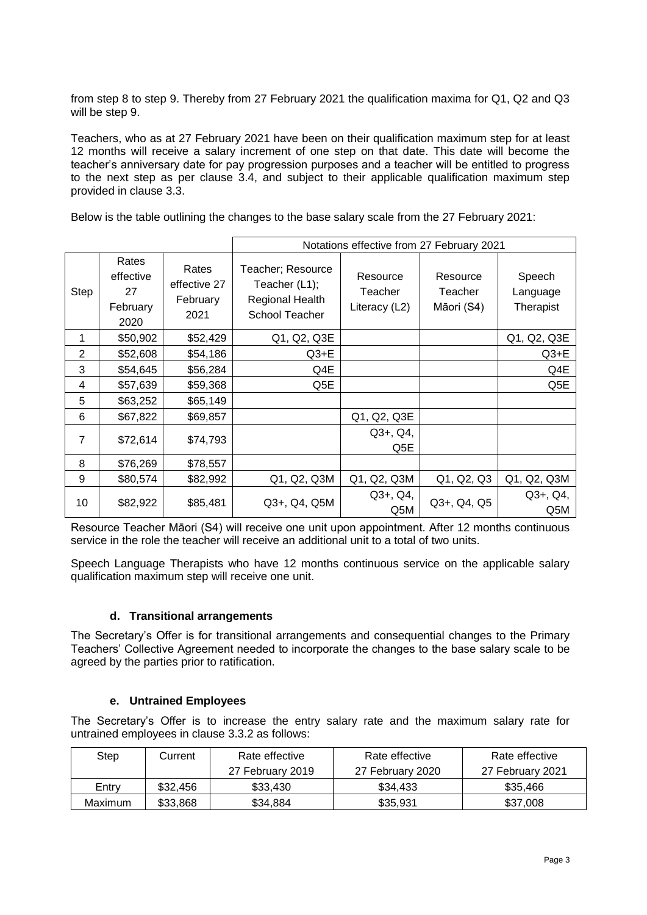from step 8 to step 9. Thereby from 27 February 2021 the qualification maxima for Q1, Q2 and Q3 will be step 9.

Teachers, who as at 27 February 2021 have been on their qualification maximum step for at least 12 months will receive a salary increment of one step on that date. This date will become the teacher's anniversary date for pay progression purposes and a teacher will be entitled to progress to the next step as per clause 3.4, and subject to their applicable qualification maximum step provided in clause 3.3.

Below is the table outlining the changes to the base salary scale from the 27 February 2021:

| | | | Notations effective from 27 February 2021 | | | |
|---|---|---|---|---|---|---|
| Step | Rates effective 27 February 2020 | Rates effective 27 February 2021 | Teacher; Resource Teacher (L1); Regional Health School Teacher | Resource Teacher Literacy (L2) | Resource Teacher Māori (S4) | Speech Language Therapist |
| 1 | $50,902 | $52,429 | Q1, Q2, Q3E | | | Q1, Q2, Q3E |
| 2 | $52,608 | $54,186 | Q3+E | | | Q3+E |
| 3 | $54,645 | $56,284 | Q4E | | | Q4E |
| 4 | $57,639 | $59,368 | Q5E | | | Q5E |
| 5 | $63,252 | $65,149 | | | | |
| 6 | $67,822 | $69,857 | | Q1, Q2, Q3E | | |
| 7 | $72,614 | $74,793 | | Q3+, Q4, Q5E | | |
| 8 | $76,269 | $78,557 | | | | |
| 9 | $80,574 | $82,992 | Q1, Q2, Q3M | Q1, Q2, Q3M | Q1, Q2, Q3 | Q1, Q2, Q3M |
| 10 | $82,922 | $85,481 | Q3+, Q4, Q5M | Q3+, Q4, Q5M | Q3+, Q4, Q5 | Q3+, Q4, Q5M |

Resource Teacher Māori (S4) will receive one unit upon appointment. After 12 months continuous service in the role the teacher will receive an additional unit to a total of two units.

Speech Language Therapists who have 12 months continuous service on the applicable salary qualification maximum step will receive one unit.

#### d. Transitional arrangements

The Secretary's Offer is for transitional arrangements and consequential changes to the Primary Teachers' Collective Agreement needed to incorporate the changes to the base salary scale to be agreed by the parties prior to ratification.

#### e. Untrained Employees

The Secretary's Offer is to increase the entry salary rate and the maximum salary rate for untrained employees in clause 3.3.2 as follows:

| Step | Current | Rate effective 27 February 2019 | Rate effective 27 February 2020 | Rate effective 27 February 2021 |
|---|---|---|---|---|
| Entry | $32,456 | $33,430 | $34,433 | $35,466 |
| Maximum | $33,868 | $34,884 | $35,931 | $37,008 |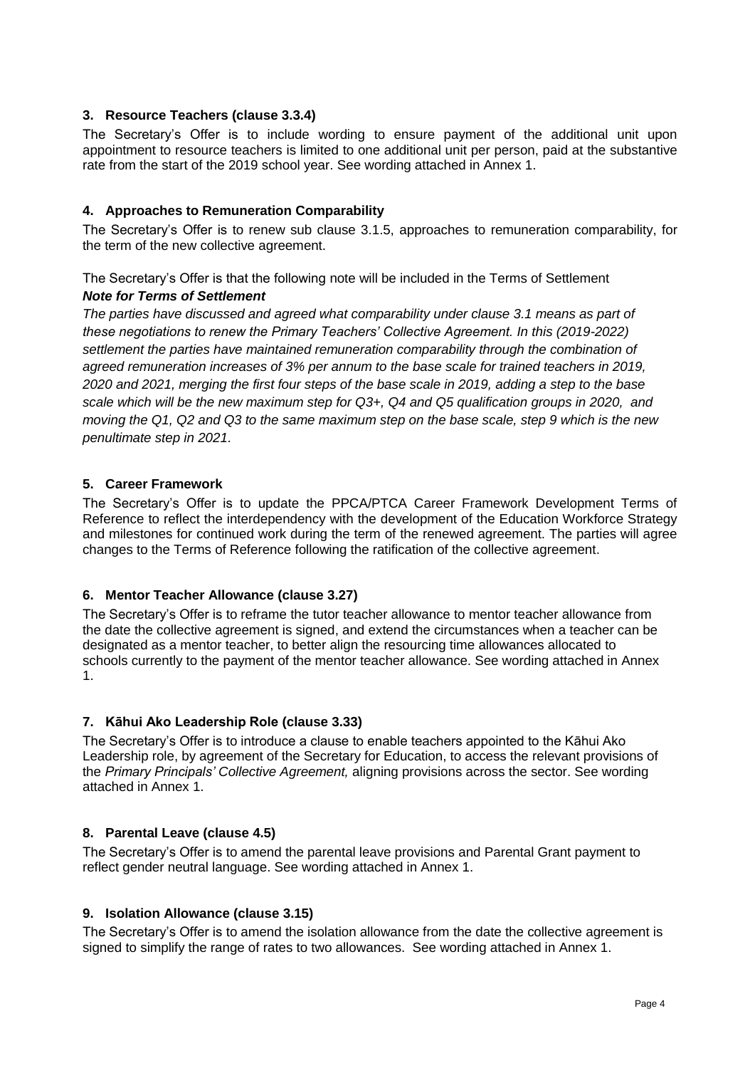### 3. Resource Teachers (clause 3.3.4)

The Secretary's Offer is to include wording to ensure payment of the additional unit upon appointment to resource teachers is limited to one additional unit per person, paid at the substantive rate from the start of the 2019 school year. See wording attached in Annex 1.

### 4. Approaches to Remuneration Comparability

The Secretary's Offer is to renew sub clause 3.1.5, approaches to remuneration comparability, for the term of the new collective agreement.

The Secretary's Offer is that the following note will be included in the Terms of Settlement

***Note for Terms of Settlement***

*The parties have discussed and agreed what comparability under clause 3.1 means as part of these negotiations to renew the Primary Teachers' Collective Agreement. In this (2019-2022) settlement the parties have maintained remuneration comparability through the combination of agreed remuneration increases of 3% per annum to the base scale for trained teachers in 2019, 2020 and 2021, merging the first four steps of the base scale in 2019, adding a step to the base scale which will be the new maximum step for Q3+, Q4 and Q5 qualification groups in 2020, and moving the Q1, Q2 and Q3 to the same maximum step on the base scale, step 9 which is the new penultimate step in 2021.*

### 5. Career Framework

The Secretary's Offer is to update the PPCA/PTCA Career Framework Development Terms of Reference to reflect the interdependency with the development of the Education Workforce Strategy and milestones for continued work during the term of the renewed agreement. The parties will agree changes to the Terms of Reference following the ratification of the collective agreement.

### 6. Mentor Teacher Allowance (clause 3.27)

The Secretary's Offer is to reframe the tutor teacher allowance to mentor teacher allowance from the date the collective agreement is signed, and extend the circumstances when a teacher can be designated as a mentor teacher, to better align the resourcing time allowances allocated to schools currently to the payment of the mentor teacher allowance. See wording attached in Annex 1.

### 7. Kāhui Ako Leadership Role (clause 3.33)

The Secretary's Offer is to introduce a clause to enable teachers appointed to the Kāhui Ako Leadership role, by agreement of the Secretary for Education, to access the relevant provisions of the *Primary Principals' Collective Agreement,* aligning provisions across the sector. See wording attached in Annex 1.

### 8. Parental Leave (clause 4.5)

The Secretary's Offer is to amend the parental leave provisions and Parental Grant payment to reflect gender neutral language. See wording attached in Annex 1.

### 9. Isolation Allowance (clause 3.15)

The Secretary's Offer is to amend the isolation allowance from the date the collective agreement is signed to simplify the range of rates to two allowances. See wording attached in Annex 1.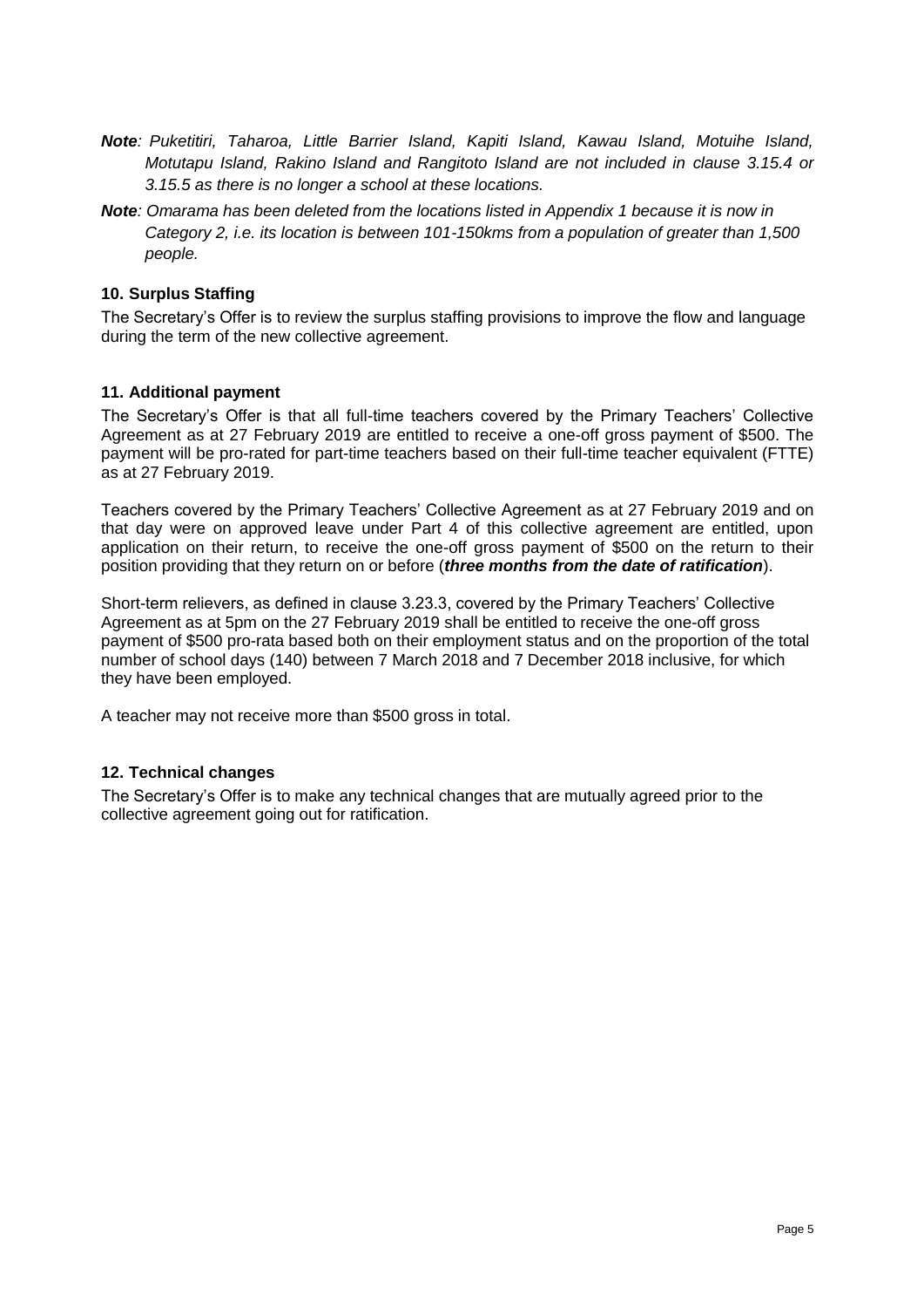***Note**: Puketitiri, Taharoa, Little Barrier Island, Kapiti Island, Kawau Island, Motuihe Island, Motutapu Island, Rakino Island and Rangitoto Island are not included in clause 3.15.4 or 3.15.5 as there is no longer a school at these locations.*

***Note**: Omarama has been deleted from the locations listed in Appendix 1 because it is now in Category 2, i.e. its location is between 101-150kms from a population of greater than 1,500 people.*

### 10. Surplus Staffing

The Secretary's Offer is to review the surplus staffing provisions to improve the flow and language during the term of the new collective agreement.

### 11. Additional payment

The Secretary's Offer is that all full-time teachers covered by the Primary Teachers' Collective Agreement as at 27 February 2019 are entitled to receive a one-off gross payment of $500. The payment will be pro-rated for part-time teachers based on their full-time teacher equivalent (FTTE) as at 27 February 2019.

Teachers covered by the Primary Teachers' Collective Agreement as at 27 February 2019 and on that day were on approved leave under Part 4 of this collective agreement are entitled, upon application on their return, to receive the one-off gross payment of $500 on the return to their position providing that they return on or before (***three months from the date of ratification***).

Short-term relievers, as defined in clause 3.23.3, covered by the Primary Teachers' Collective Agreement as at 5pm on the 27 February 2019 shall be entitled to receive the one-off gross payment of $500 pro-rata based both on their employment status and on the proportion of the total number of school days (140) between 7 March 2018 and 7 December 2018 inclusive, for which they have been employed.

A teacher may not receive more than $500 gross in total.

### 12. Technical changes

The Secretary's Offer is to make any technical changes that are mutually agreed prior to the collective agreement going out for ratification.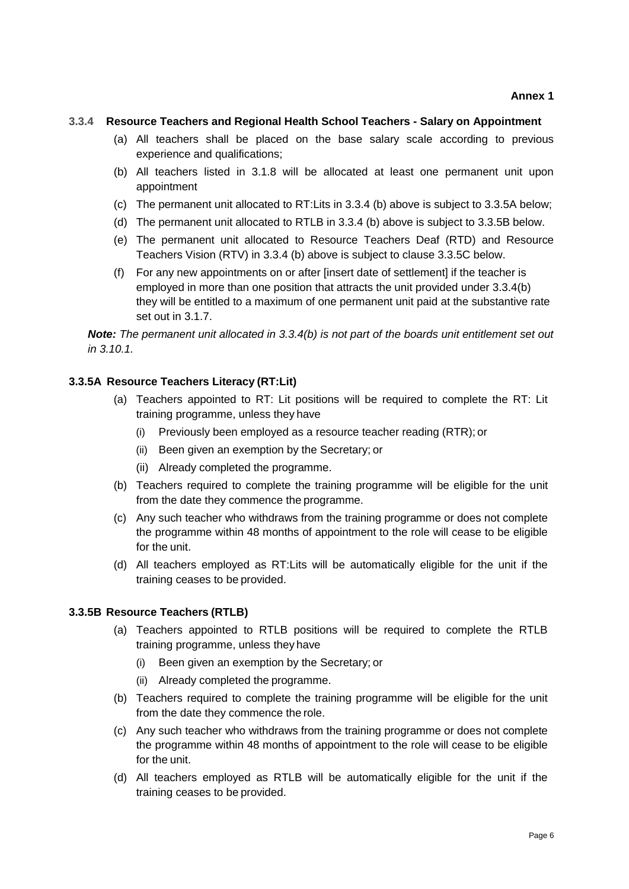**Annex 1**

### 3.3.4 Resource Teachers and Regional Health School Teachers - Salary on Appointment

(a) All teachers shall be placed on the base salary scale according to previous experience and qualifications;

(b) All teachers listed in 3.1.8 will be allocated at least one permanent unit upon appointment

(c) The permanent unit allocated to RT:Lits in 3.3.4 (b) above is subject to 3.3.5A below;

(d) The permanent unit allocated to RTLB in 3.3.4 (b) above is subject to 3.3.5B below.

(e) The permanent unit allocated to Resource Teachers Deaf (RTD) and Resource Teachers Vision (RTV) in 3.3.4 (b) above is subject to clause 3.3.5C below.

(f) For any new appointments on or after [insert date of settlement] if the teacher is employed in more than one position that attracts the unit provided under 3.3.4(b) they will be entitled to a maximum of one permanent unit paid at the substantive rate set out in 3.1.7.

***Note:*** *The permanent unit allocated in 3.3.4(b) is not part of the boards unit entitlement set out in 3.10.1.*

### 3.3.5A Resource Teachers Literacy (RT:Lit)

(a) Teachers appointed to RT: Lit positions will be required to complete the RT: Lit training programme, unless they have

  (i) Previously been employed as a resource teacher reading (RTR); or

  (ii) Been given an exemption by the Secretary; or

  (ii) Already completed the programme.

(b) Teachers required to complete the training programme will be eligible for the unit from the date they commence the programme.

(c) Any such teacher who withdraws from the training programme or does not complete the programme within 48 months of appointment to the role will cease to be eligible for the unit.

(d) All teachers employed as RT:Lits will be automatically eligible for the unit if the training ceases to be provided.

### 3.3.5B Resource Teachers (RTLB)

(a) Teachers appointed to RTLB positions will be required to complete the RTLB training programme, unless they have

  (i) Been given an exemption by the Secretary; or

  (ii) Already completed the programme.

(b) Teachers required to complete the training programme will be eligible for the unit from the date they commence the role.

(c) Any such teacher who withdraws from the training programme or does not complete the programme within 48 months of appointment to the role will cease to be eligible for the unit.

(d) All teachers employed as RTLB will be automatically eligible for the unit if the training ceases to be provided.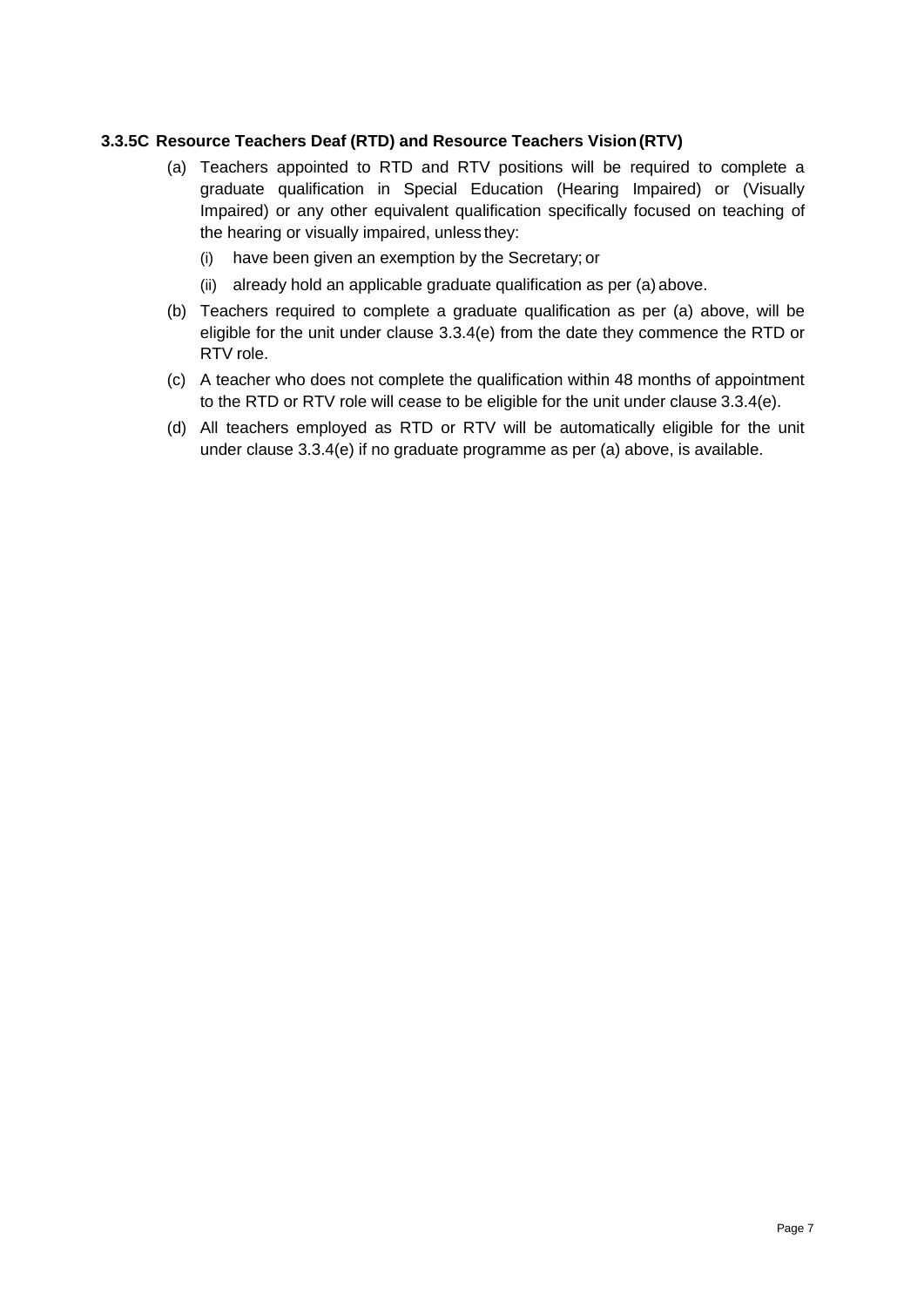### 3.3.5C Resource Teachers Deaf (RTD) and Resource Teachers Vision (RTV)

(a) Teachers appointed to RTD and RTV positions will be required to complete a graduate qualification in Special Education (Hearing Impaired) or (Visually Impaired) or any other equivalent qualification specifically focused on teaching of the hearing or visually impaired, unless they:

  (i) have been given an exemption by the Secretary; or

  (ii) already hold an applicable graduate qualification as per (a) above.

(b) Teachers required to complete a graduate qualification as per (a) above, will be eligible for the unit under clause 3.3.4(e) from the date they commence the RTD or RTV role.

(c) A teacher who does not complete the qualification within 48 months of appointment to the RTD or RTV role will cease to be eligible for the unit under clause 3.3.4(e).

(d) All teachers employed as RTD or RTV will be automatically eligible for the unit under clause 3.3.4(e) if no graduate programme as per (a) above, is available.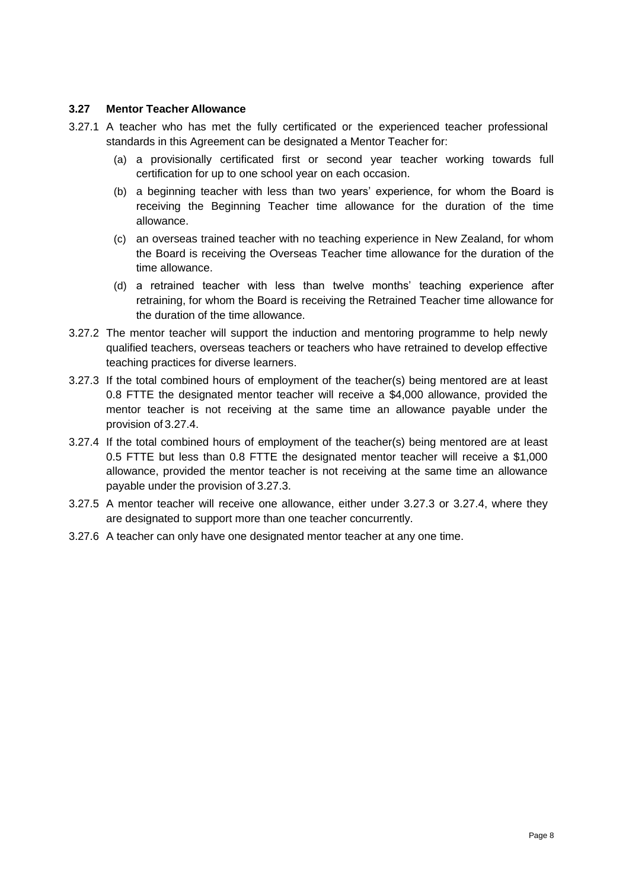### 3.27 Mentor Teacher Allowance

3.27.1 A teacher who has met the fully certificated or the experienced teacher professional standards in this Agreement can be designated a Mentor Teacher for:

- (a) a provisionally certificated first or second year teacher working towards full certification for up to one school year on each occasion.
- (b) a beginning teacher with less than two years' experience, for whom the Board is receiving the Beginning Teacher time allowance for the duration of the time allowance.
- (c) an overseas trained teacher with no teaching experience in New Zealand, for whom the Board is receiving the Overseas Teacher time allowance for the duration of the time allowance.
- (d) a retrained teacher with less than twelve months' teaching experience after retraining, for whom the Board is receiving the Retrained Teacher time allowance for the duration of the time allowance.

3.27.2 The mentor teacher will support the induction and mentoring programme to help newly qualified teachers, overseas teachers or teachers who have retrained to develop effective teaching practices for diverse learners.

3.27.3 If the total combined hours of employment of the teacher(s) being mentored are at least 0.8 FTTE the designated mentor teacher will receive a $4,000 allowance, provided the mentor teacher is not receiving at the same time an allowance payable under the provision of 3.27.4.

3.27.4 If the total combined hours of employment of the teacher(s) being mentored are at least 0.5 FTTE but less than 0.8 FTTE the designated mentor teacher will receive a $1,000 allowance, provided the mentor teacher is not receiving at the same time an allowance payable under the provision of 3.27.3.

3.27.5 A mentor teacher will receive one allowance, either under 3.27.3 or 3.27.4, where they are designated to support more than one teacher concurrently.

3.27.6 A teacher can only have one designated mentor teacher at any one time.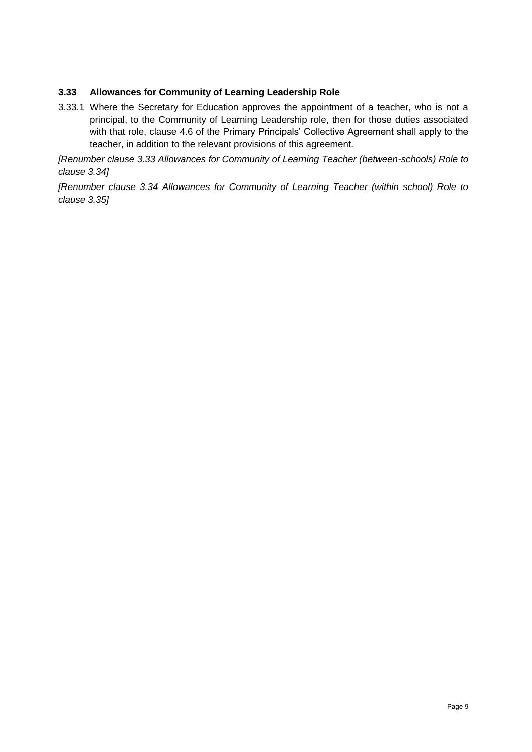### 3.33 Allowances for Community of Learning Leadership Role

3.33.1 Where the Secretary for Education approves the appointment of a teacher, who is not a principal, to the Community of Learning Leadership role, then for those duties associated with that role, clause 4.6 of the Primary Principals' Collective Agreement shall apply to the teacher, in addition to the relevant provisions of this agreement.

*[Renumber clause 3.33 Allowances for Community of Learning Teacher (between-schools) Role to clause 3.34]*

*[Renumber clause 3.34 Allowances for Community of Learning Teacher (within school) Role to clause 3.35]*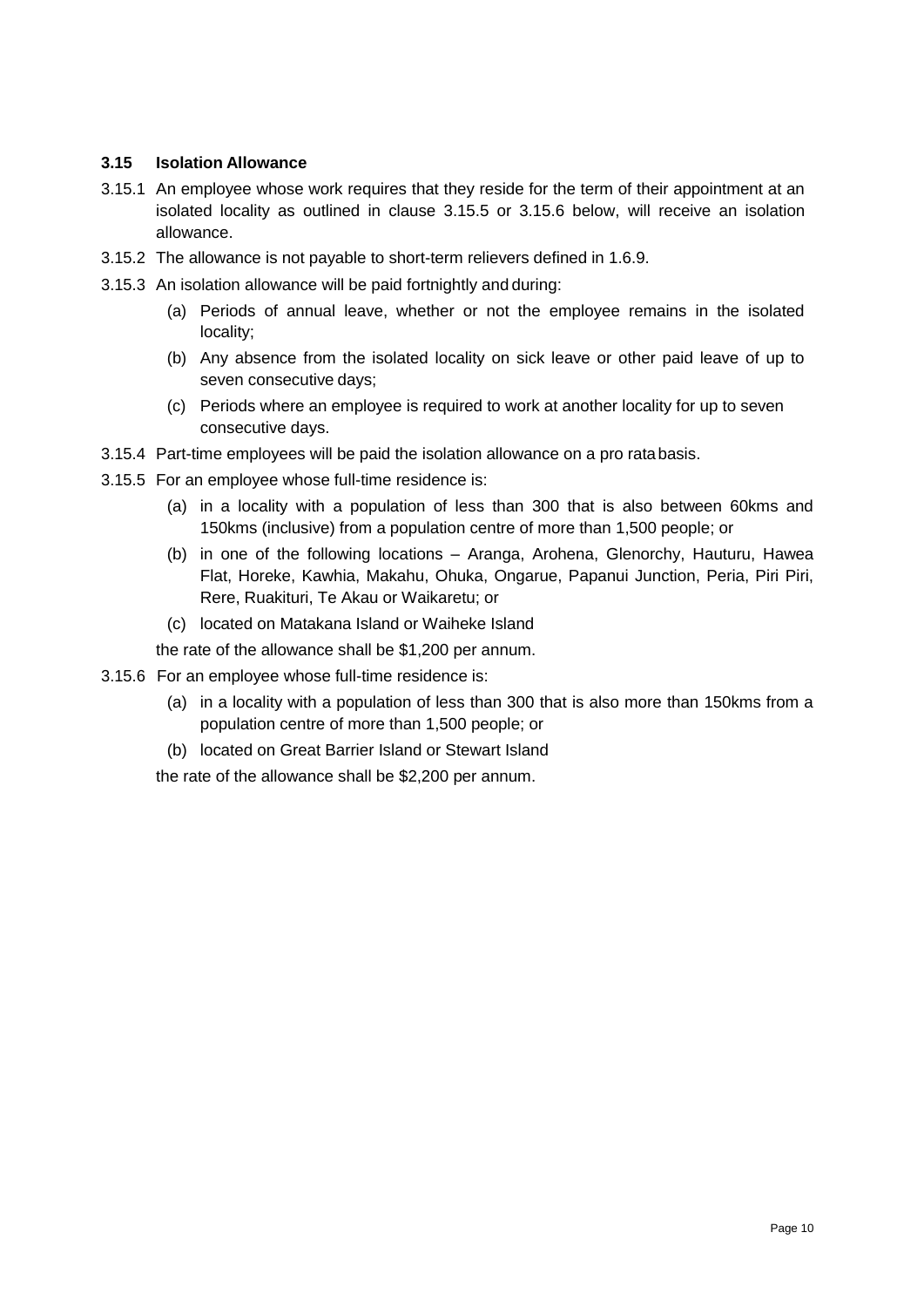### 3.15 Isolation Allowance

3.15.1 An employee whose work requires that they reside for the term of their appointment at an isolated locality as outlined in clause 3.15.5 or 3.15.6 below, will receive an isolation allowance.

3.15.2 The allowance is not payable to short-term relievers defined in 1.6.9.

3.15.3 An isolation allowance will be paid fortnightly and during:

- (a) Periods of annual leave, whether or not the employee remains in the isolated locality;
- (b) Any absence from the isolated locality on sick leave or other paid leave of up to seven consecutive days;
- (c) Periods where an employee is required to work at another locality for up to seven consecutive days.

3.15.4 Part-time employees will be paid the isolation allowance on a pro rata basis.

3.15.5 For an employee whose full-time residence is:

- (a) in a locality with a population of less than 300 that is also between 60kms and 150kms (inclusive) from a population centre of more than 1,500 people; or
- (b) in one of the following locations – Aranga, Arohena, Glenorchy, Hauturu, Hawea Flat, Horeke, Kawhia, Makahu, Ohuka, Ongarue, Papanui Junction, Peria, Piri Piri, Rere, Ruakituri, Te Akau or Waikaretu; or
- (c) located on Matakana Island or Waiheke Island

the rate of the allowance shall be $1,200 per annum.

3.15.6 For an employee whose full-time residence is:

- (a) in a locality with a population of less than 300 that is also more than 150kms from a population centre of more than 1,500 people; or
- (b) located on Great Barrier Island or Stewart Island

the rate of the allowance shall be $2,200 per annum.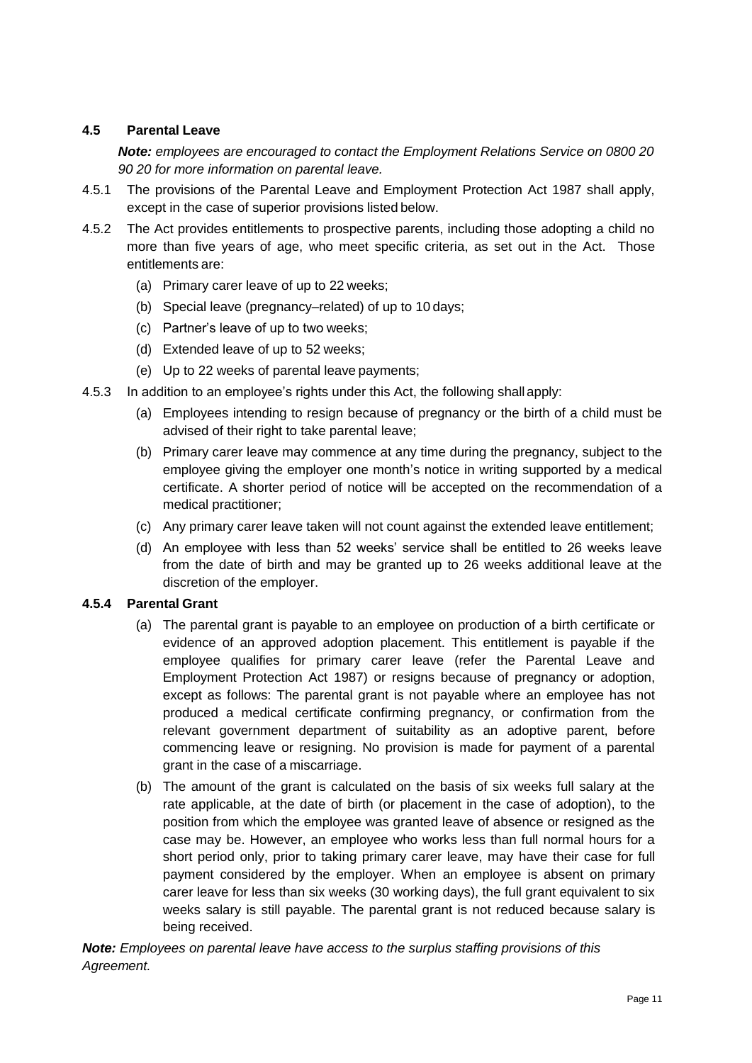### 4.5 Parental Leave

***Note:** employees are encouraged to contact the Employment Relations Service on 0800 20 90 20 for more information on parental leave.*

4.5.1 The provisions of the Parental Leave and Employment Protection Act 1987 shall apply, except in the case of superior provisions listed below.

4.5.2 The Act provides entitlements to prospective parents, including those adopting a child no more than five years of age, who meet specific criteria, as set out in the Act. Those entitlements are:

- (a) Primary carer leave of up to 22 weeks;
- (b) Special leave (pregnancy–related) of up to 10 days;
- (c) Partner's leave of up to two weeks;
- (d) Extended leave of up to 52 weeks;
- (e) Up to 22 weeks of parental leave payments;

4.5.3 In addition to an employee's rights under this Act, the following shall apply:

- (a) Employees intending to resign because of pregnancy or the birth of a child must be advised of their right to take parental leave;
- (b) Primary carer leave may commence at any time during the pregnancy, subject to the employee giving the employer one month's notice in writing supported by a medical certificate. A shorter period of notice will be accepted on the recommendation of a medical practitioner;
- (c) Any primary carer leave taken will not count against the extended leave entitlement;
- (d) An employee with less than 52 weeks' service shall be entitled to 26 weeks leave from the date of birth and may be granted up to 26 weeks additional leave at the discretion of the employer.

#### 4.5.4 Parental Grant

- (a) The parental grant is payable to an employee on production of a birth certificate or evidence of an approved adoption placement. This entitlement is payable if the employee qualifies for primary carer leave (refer the Parental Leave and Employment Protection Act 1987) or resigns because of pregnancy or adoption, except as follows: The parental grant is not payable where an employee has not produced a medical certificate confirming pregnancy, or confirmation from the relevant government department of suitability as an adoptive parent, before commencing leave or resigning. No provision is made for payment of a parental grant in the case of a miscarriage.
- (b) The amount of the grant is calculated on the basis of six weeks full salary at the rate applicable, at the date of birth (or placement in the case of adoption), to the position from which the employee was granted leave of absence or resigned as the case may be. However, an employee who works less than full normal hours for a short period only, prior to taking primary carer leave, may have their case for full payment considered by the employer. When an employee is absent on primary carer leave for less than six weeks (30 working days), the full grant equivalent to six weeks salary is still payable. The parental grant is not reduced because salary is being received.

***Note:** Employees on parental leave have access to the surplus staffing provisions of this Agreement.*